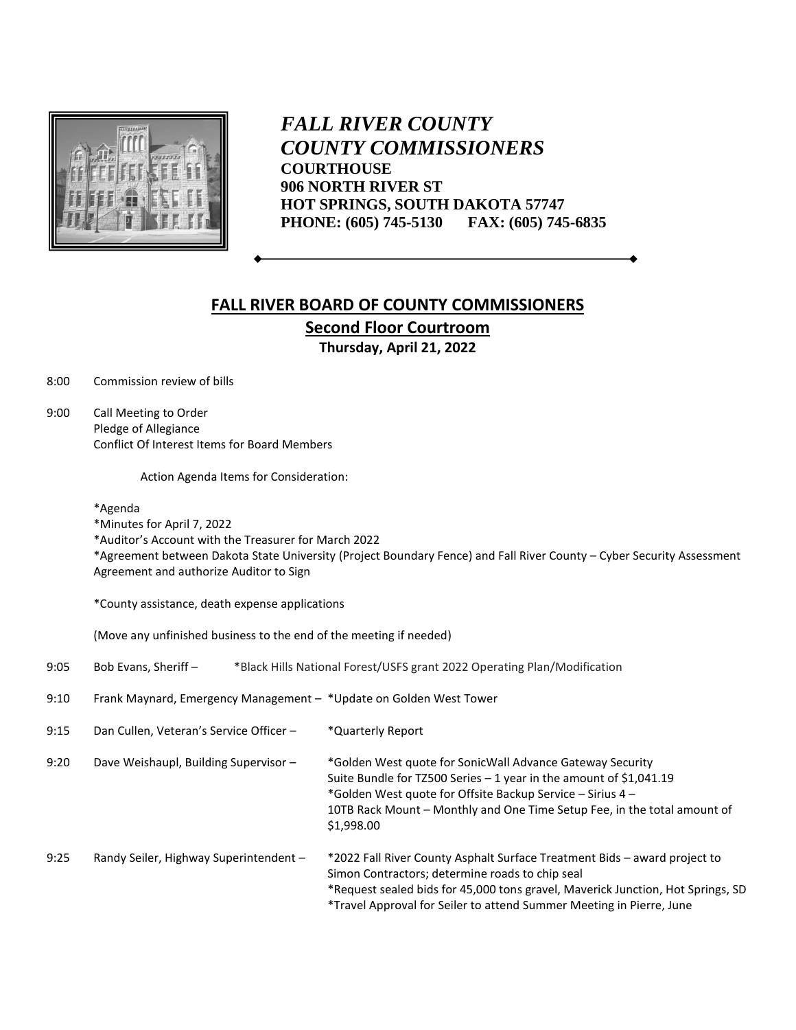*FALL RIVER COUNTY*
*COUNTY COMMISSIONERS*
**COURTHOUSE**
**906 NORTH RIVER ST**
**HOT SPRINGS, SOUTH DAKOTA 57747**
**PHONE: (605) 745-5130 FAX: (605) 745-6835**

## FALL RIVER BOARD OF COUNTY COMMISSIONERS

### Second Floor Courtroom

**Thursday, April 21, 2022**

8:00 Commission review of bills

9:00 Call Meeting to Order
Pledge of Allegiance
Conflict Of Interest Items for Board Members

Action Agenda Items for Consideration:

*Agenda
*Minutes for April 7, 2022
*Auditor's Account with the Treasurer for March 2022
*Agreement between Dakota State University (Project Boundary Fence) and Fall River County – Cyber Security Assessment Agreement and authorize Auditor to Sign

*County assistance, death expense applications

(Move any unfinished business to the end of the meeting if needed)

9:05 Bob Evans, Sheriff – *Black Hills National Forest/USFS grant 2022 Operating Plan/Modification

9:10 Frank Maynard, Emergency Management – *Update on Golden West Tower

9:15 Dan Cullen, Veteran's Service Officer – *Quarterly Report

9:20 Dave Weishaupl, Building Supervisor – *Golden West quote for SonicWall Advance Gateway Security Suite Bundle for TZ500 Series – 1 year in the amount of $1,041.19
*Golden West quote for Offsite Backup Service – Sirius 4 – 10TB Rack Mount – Monthly and One Time Setup Fee, in the total amount of $1,998.00

9:25 Randy Seiler, Highway Superintendent – *2022 Fall River County Asphalt Surface Treatment Bids – award project to Simon Contractors; determine roads to chip seal
*Request sealed bids for 45,000 tons gravel, Maverick Junction, Hot Springs, SD
*Travel Approval for Seiler to attend Summer Meeting in Pierre, June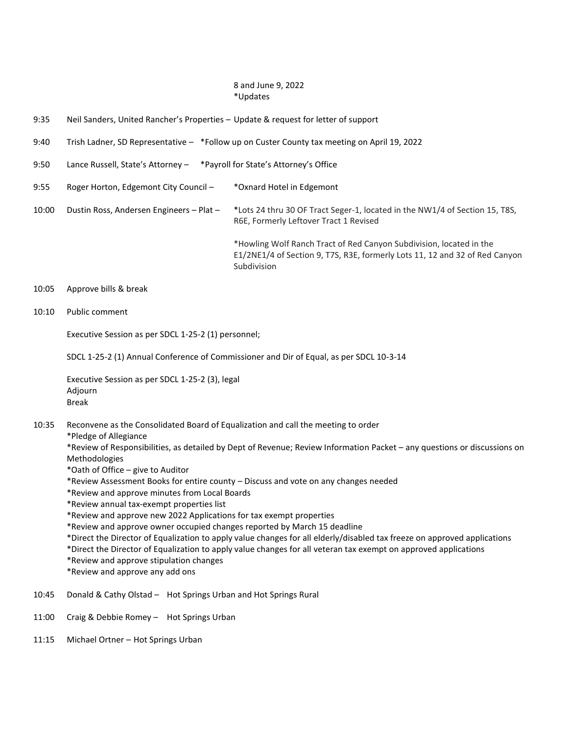8 and June 9, 2022
*Updates

9:35 Neil Sanders, United Rancher's Properties – Update & request for letter of support

9:40 Trish Ladner, SD Representative – *Follow up on Custer County tax meeting on April 19, 2022

9:50 Lance Russell, State's Attorney – *Payroll for State's Attorney's Office

9:55 Roger Horton, Edgemont City Council – *Oxnard Hotel in Edgemont

10:00 Dustin Ross, Andersen Engineers – Plat – *Lots 24 thru 30 OF Tract Seger-1, located in the NW1/4 of Section 15, T8S, R6E, Formerly Leftover Tract 1 Revised

*Howling Wolf Ranch Tract of Red Canyon Subdivision, located in the E1/2NE1/4 of Section 9, T7S, R3E, formerly Lots 11, 12 and 32 of Red Canyon Subdivision

10:05 Approve bills & break

10:10 Public comment

Executive Session as per SDCL 1-25-2 (1) personnel;

SDCL 1-25-2 (1) Annual Conference of Commissioner and Dir of Equal, as per SDCL 10-3-14

Executive Session as per SDCL 1-25-2 (3), legal
Adjourn
Break

10:35 Reconvene as the Consolidated Board of Equalization and call the meeting to order
*Pledge of Allegiance
*Review of Responsibilities, as detailed by Dept of Revenue; Review Information Packet – any questions or discussions on Methodologies
*Oath of Office – give to Auditor
*Review Assessment Books for entire county – Discuss and vote on any changes needed
*Review and approve minutes from Local Boards
*Review annual tax-exempt properties list
*Review and approve new 2022 Applications for tax exempt properties
*Review and approve owner occupied changes reported by March 15 deadline
*Direct the Director of Equalization to apply value changes for all elderly/disabled tax freeze on approved applications
*Direct the Director of Equalization to apply value changes for all veteran tax exempt on approved applications
*Review and approve stipulation changes
*Review and approve any add ons

10:45 Donald & Cathy Olstad – Hot Springs Urban and Hot Springs Rural

11:00 Craig & Debbie Romey – Hot Springs Urban

11:15 Michael Ortner – Hot Springs Urban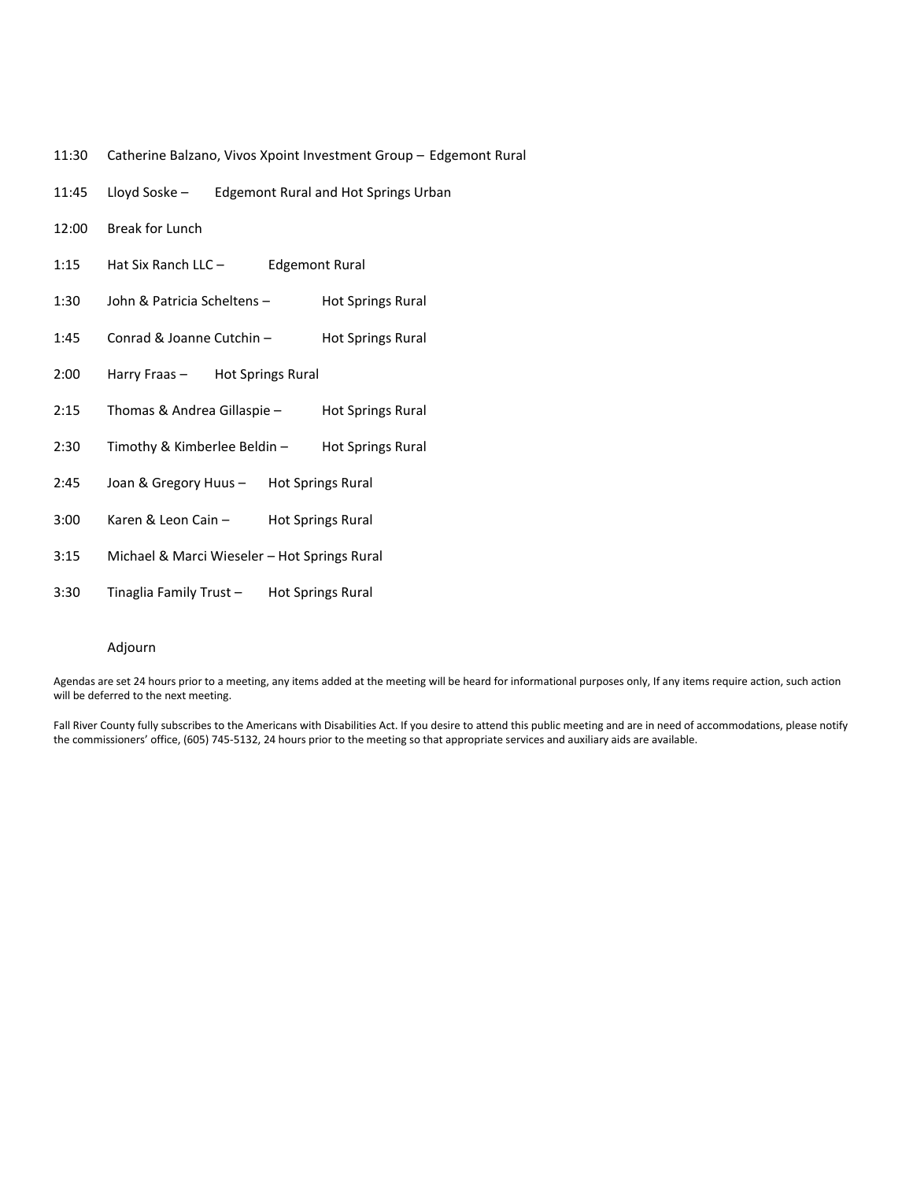11:30 Catherine Balzano, Vivos Xpoint Investment Group – Edgemont Rural

11:45 Lloyd Soske – Edgemont Rural and Hot Springs Urban

12:00 Break for Lunch

1:15 Hat Six Ranch LLC – Edgemont Rural

1:30 John & Patricia Scheltens – Hot Springs Rural

1:45 Conrad & Joanne Cutchin – Hot Springs Rural

2:00 Harry Fraas – Hot Springs Rural

2:15 Thomas & Andrea Gillaspie – Hot Springs Rural

2:30 Timothy & Kimberlee Beldin – Hot Springs Rural

2:45 Joan & Gregory Huus – Hot Springs Rural

3:00 Karen & Leon Cain – Hot Springs Rural

3:15 Michael & Marci Wieseler – Hot Springs Rural

3:30 Tinaglia Family Trust – Hot Springs Rural

Adjourn

Agendas are set 24 hours prior to a meeting, any items added at the meeting will be heard for informational purposes only, If any items require action, such action will be deferred to the next meeting.

Fall River County fully subscribes to the Americans with Disabilities Act. If you desire to attend this public meeting and are in need of accommodations, please notify the commissioners' office, (605) 745-5132, 24 hours prior to the meeting so that appropriate services and auxiliary aids are available.